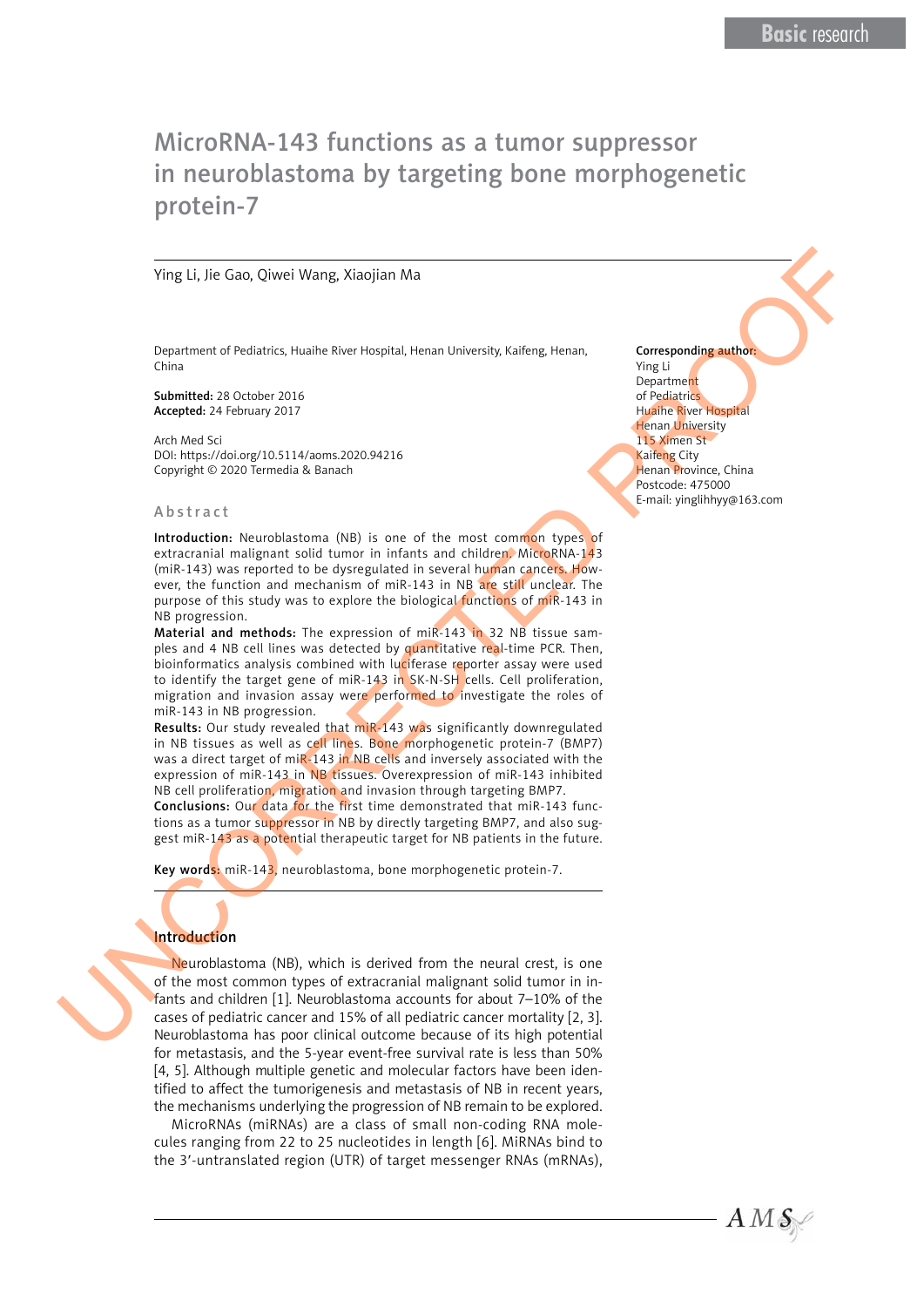Basic research

# MicroRNA-143 functions as a tumor suppressor in neuroblastoma by targeting bone morphogenetic protein-7

Ying Li, Jie Gao, Qiwei Wang, Xiaojian Ma

Department of Pediatrics, Huaihe River Hospital, Henan University, Kaifeng, Henan, China

**Submitted:** 28 October 2016
**Accepted:** 24 February 2017

Arch Med Sci
DOI: https://doi.org/10.5114/aoms.2020.94216
Copyright © 2020 Termedia & Banach

**Corresponding author:**
Ying Li
Department of Pediatrics
Huaihe River Hospital
Henan University
115 Ximen St
Kaifeng City
Henan Province, China
Postcode: 475000
E-mail: yinglihhyy@163.com

## Abstract

**Introduction:** Neuroblastoma (NB) is one of the most common types of extracranial malignant solid tumor in infants and children. MicroRNA-143 (miR-143) was reported to be dysregulated in several human cancers. However, the function and mechanism of miR-143 in NB are still unclear. The purpose of this study was to explore the biological functions of miR-143 in NB progression.

**Material and methods:** The expression of miR-143 in 32 NB tissue samples and 4 NB cell lines was detected by quantitative real-time PCR. Then, bioinformatics analysis combined with luciferase reporter assay were used to identify the target gene of miR-143 in SK-N-SH cells. Cell proliferation, migration and invasion assay were performed to investigate the roles of miR-143 in NB progression.

**Results:** Our study revealed that miR-143 was significantly downregulated in NB tissues as well as cell lines. Bone morphogenetic protein-7 (BMP7) was a direct target of miR-143 in NB cells and inversely associated with the expression of miR-143 in NB tissues. Overexpression of miR-143 inhibited NB cell proliferation, migration and invasion through targeting BMP7.

**Conclusions:** Our data for the first time demonstrated that miR-143 functions as a tumor suppressor in NB by directly targeting BMP7, and also suggest miR-143 as a potential therapeutic target for NB patients in the future.

**Key words:** miR-143, neuroblastoma, bone morphogenetic protein-7.

## Introduction

Neuroblastoma (NB), which is derived from the neural crest, is one of the most common types of extracranial malignant solid tumor in infants and children [1]. Neuroblastoma accounts for about 7–10% of the cases of pediatric cancer and 15% of all pediatric cancer mortality [2, 3]. Neuroblastoma has poor clinical outcome because of its high potential for metastasis, and the 5-year event-free survival rate is less than 50% [4, 5]. Although multiple genetic and molecular factors have been identified to affect the tumorigenesis and metastasis of NB in recent years, the mechanisms underlying the progression of NB remain to be explored.

MicroRNAs (miRNAs) are a class of small non-coding RNA molecules ranging from 22 to 25 nucleotides in length [6]. MiRNAs bind to the 3'-untranslated region (UTR) of target messenger RNAs (mRNAs),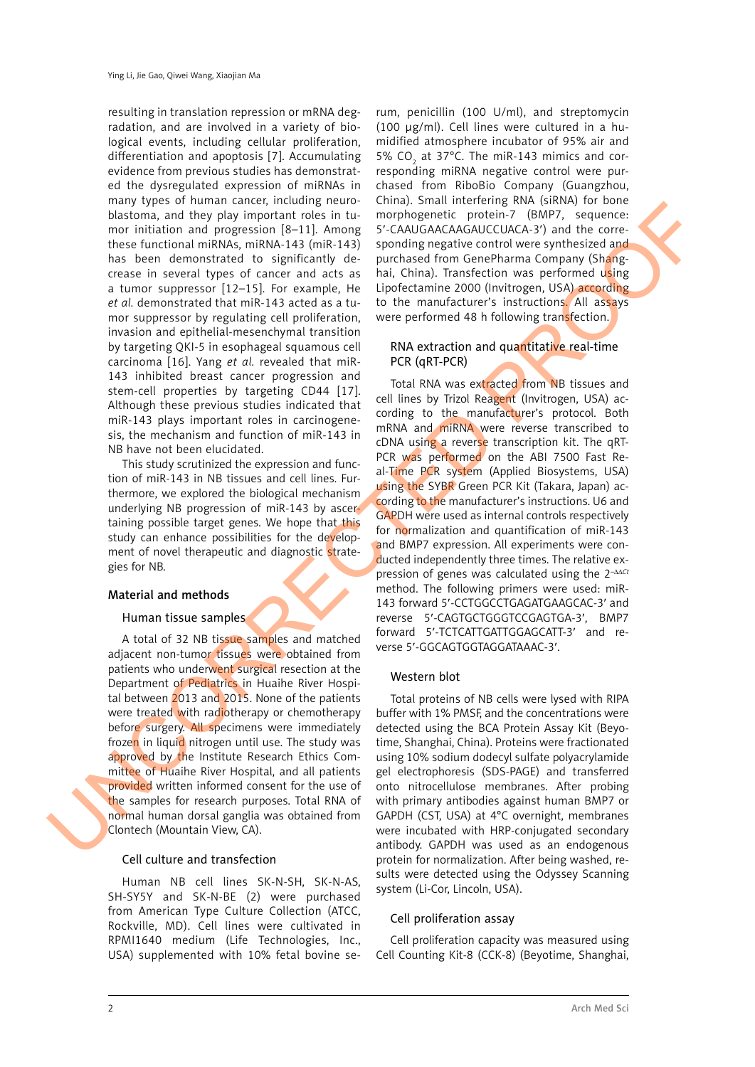resulting in translation repression or mRNA degradation, and are involved in a variety of biological events, including cellular proliferation, differentiation and apoptosis [7]. Accumulating evidence from previous studies has demonstrated the dysregulated expression of miRNAs in many types of human cancer, including neuroblastoma, and they play important roles in tumor initiation and progression [8–11]. Among these functional miRNAs, miRNA-143 (miR-143) has been demonstrated to significantly decrease in several types of cancer and acts as a tumor suppressor [12–15]. For example, He *et al.* demonstrated that miR-143 acted as a tumor suppressor by regulating cell proliferation, invasion and epithelial-mesenchymal transition by targeting QKI-5 in esophageal squamous cell carcinoma [16]. Yang *et al.* revealed that miR-143 inhibited breast cancer progression and stem-cell properties by targeting CD44 [17]. Although these previous studies indicated that miR-143 plays important roles in carcinogenesis, the mechanism and function of miR-143 in NB have not been elucidated.

This study scrutinized the expression and function of miR-143 in NB tissues and cell lines. Furthermore, we explored the biological mechanism underlying NB progression of miR-143 by ascertaining possible target genes. We hope that this study can enhance possibilities for the development of novel therapeutic and diagnostic strategies for NB.

## Material and methods

### Human tissue samples

A total of 32 NB tissue samples and matched adjacent non-tumor tissues were obtained from patients who underwent surgical resection at the Department of Pediatrics in Huaihe River Hospital between 2013 and 2015. None of the patients were treated with radiotherapy or chemotherapy before surgery. All specimens were immediately frozen in liquid nitrogen until use. The study was approved by the Institute Research Ethics Committee of Huaihe River Hospital, and all patients provided written informed consent for the use of the samples for research purposes. Total RNA of normal human dorsal ganglia was obtained from Clontech (Mountain View, CA).

### Cell culture and transfection

Human NB cell lines SK-N-SH, SK-N-AS, SH-SY5Y and SK-N-BE (2) were purchased from American Type Culture Collection (ATCC, Rockville, MD). Cell lines were cultivated in RPMI1640 medium (Life Technologies, Inc., USA) supplemented with 10% fetal bovine serum, penicillin (100 U/ml), and streptomycin (100 μg/ml). Cell lines were cultured in a humidified atmosphere incubator of 95% air and 5% $CO_2$ at 37°C. The miR-143 mimics and corresponding miRNA negative control were purchased from RiboBio Company (Guangzhou, China). Small interfering RNA (siRNA) for bone morphogenetic protein-7 (BMP7, sequence: 5′-CAAUGAACAAGAUCCUACA-3′) and the corresponding negative control were synthesized and purchased from GenePharma Company (Shanghai, China). Transfection was performed using Lipofectamine 2000 (Invitrogen, USA) according to the manufacturer's instructions. All assays were performed 48 h following transfection.

### RNA extraction and quantitative real-time PCR (qRT-PCR)

Total RNA was extracted from NB tissues and cell lines by Trizol Reagent (Invitrogen, USA) according to the manufacturer's protocol. Both mRNA and miRNA were reverse transcribed to cDNA using a reverse transcription kit. The qRT-PCR was performed on the ABI 7500 Fast Real-Time PCR system (Applied Biosystems, USA) using the SYBR Green PCR Kit (Takara, Japan) according to the manufacturer's instructions. U6 and GAPDH were used as internal controls respectively for normalization and quantification of miR-143 and BMP7 expression. All experiments were conducted independently three times. The relative expression of genes was calculated using the $2^{-\Delta\Delta Ct}$ method. The following primers were used: miR-143 forward 5′-CCTGGCCTGAGATGAAGCAC-3′ and reverse 5′-CAGTGCTGGGTCCGAGTGA-3′, BMP7 forward 5′-TCTCATTGATTGGAGCATT-3′ and reverse 5′-GGCAGTGGTAGGATAAAC-3′.

### Western blot

Total proteins of NB cells were lysed with RIPA buffer with 1% PMSF, and the concentrations were detected using the BCA Protein Assay Kit (Beyotime, Shanghai, China). Proteins were fractionated using 10% sodium dodecyl sulfate polyacrylamide gel electrophoresis (SDS-PAGE) and transferred onto nitrocellulose membranes. After probing with primary antibodies against human BMP7 or GAPDH (CST, USA) at 4°C overnight, membranes were incubated with HRP-conjugated secondary antibody. GAPDH was used as an endogenous protein for normalization. After being washed, results were detected using the Odyssey Scanning system (Li-Cor, Lincoln, USA).

### Cell proliferation assay

Cell proliferation capacity was measured using Cell Counting Kit-8 (CCK-8) (Beyotime, Shanghai,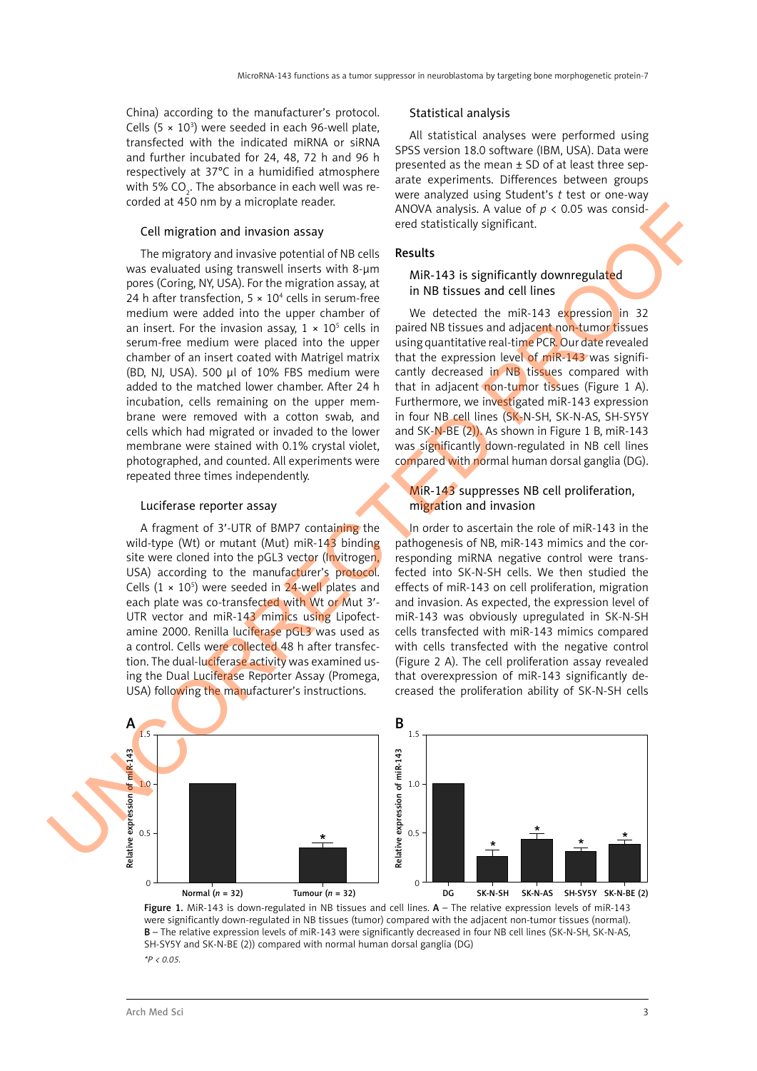China) according to the manufacturer's protocol. Cells (5 × $10^3$) were seeded in each 96-well plate, transfected with the indicated miRNA or siRNA and further incubated for 24, 48, 72 h and 96 h respectively at 37°C in a humidified atmosphere with 5% $CO_2$. The absorbance in each well was recorded at 450 nm by a microplate reader.

### Cell migration and invasion assay

The migratory and invasive potential of NB cells was evaluated using transwell inserts with 8-μm pores (Coring, NY, USA). For the migration assay, at 24 h after transfection, 5 × $10^4$ cells in serum-free medium were added into the upper chamber of an insert. For the invasion assay, 1 × $10^5$ cells in serum-free medium were placed into the upper chamber of an insert coated with Matrigel matrix (BD, NJ, USA). 500 μl of 10% FBS medium were added to the matched lower chamber. After 24 h incubation, cells remaining on the upper membrane were removed with a cotton swab, and cells which had migrated or invaded to the lower membrane were stained with 0.1% crystal violet, photographed, and counted. All experiments were repeated three times independently.

### Luciferase reporter assay

A fragment of 3'-UTR of BMP7 containing the wild-type (Wt) or mutant (Mut) miR-143 binding site were cloned into the pGL3 vector (Invitrogen, USA) according to the manufacturer's protocol. Cells (1 × $10^5$) were seeded in 24-well plates and each plate was co-transfected with Wt or Mut 3'-UTR vector and miR-143 mimics using Lipofectamine 2000. Renilla luciferase pGL3 was used as a control. Cells were collected 48 h after transfection. The dual-luciferase activity was examined using the Dual Luciferase Reporter Assay (Promega, USA) following the manufacturer's instructions.

### Statistical analysis

All statistical analyses were performed using SPSS version 18.0 software (IBM, USA). Data were presented as the mean ± SD of at least three separate experiments. Differences between groups were analyzed using Student's *t* test or one-way ANOVA analysis. A value of $p < 0.05$ was considered statistically significant.

## Results

### MiR-143 is significantly downregulated in NB tissues and cell lines

We detected the miR-143 expression in 32 paired NB tissues and adjacent non-tumor tissues using quantitative real-time PCR. Our date revealed that the expression level of miR-143 was significantly decreased in NB tissues compared with that in adjacent non-tumor tissues (Figure 1 A). Furthermore, we investigated miR-143 expression in four NB cell lines (SK-N-SH, SK-N-AS, SH-SY5Y and SK-N-BE (2)). As shown in Figure 1 B, miR-143 was significantly down-regulated in NB cell lines compared with normal human dorsal ganglia (DG).

### MiR-143 suppresses NB cell proliferation, migration and invasion

In order to ascertain the role of miR-143 in the pathogenesis of NB, miR-143 mimics and the corresponding miRNA negative control were transfected into SK-N-SH cells. We then studied the effects of miR-143 on cell proliferation, migration and invasion. As expected, the expression level of miR-143 was obviously upregulated in SK-N-SH cells transfected with miR-143 mimics compared with cells transfected with the negative control (Figure 2 A). The cell proliferation assay revealed that overexpression of miR-143 significantly decreased the proliferation ability of SK-N-SH cells

**Figure 1.** MiR-143 is down-regulated in NB tissues and cell lines. **A** – The relative expression levels of miR-143 were significantly down-regulated in NB tissues (tumor) compared with the adjacent non-tumor tissues (normal). **B** – The relative expression levels of miR-143 were significantly decreased in four NB cell lines (SK-N-SH, SK-N-AS, SH-SY5Y and SK-N-BE (2)) compared with normal human dorsal ganglia (DG)

*$^*P < 0.05$.*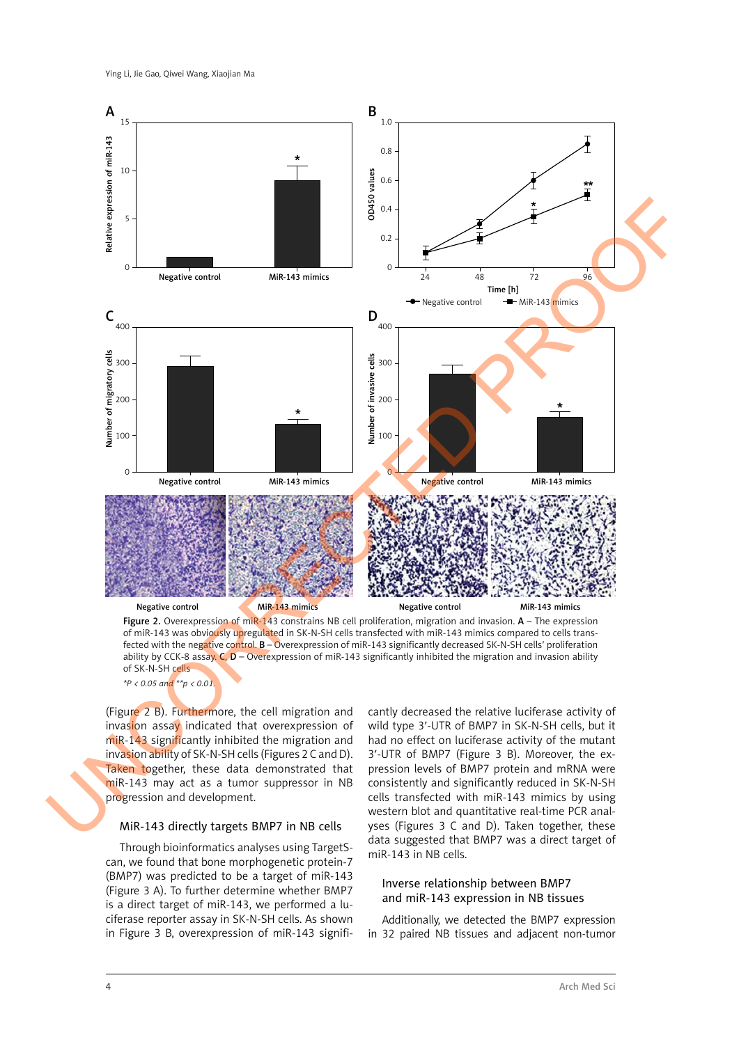Figure 2. Overexpression of miR-143 constrains NB cell proliferation, migration and invasion. **A** – The expression of miR-143 was obviously upregulated in SK-N-SH cells transfected with miR-143 mimics compared to cells transfected with the negative control. **B** – Overexpression of miR-143 significantly decreased SK-N-SH cells' proliferation ability by CCK-8 assay. **C**, **D** – Overexpression of miR-143 significantly inhibited the migration and invasion ability of SK-N-SH cells

*$^{*}P < 0.05$ and $^{**}p < 0.01$.*

(Figure 2 B). Furthermore, the cell migration and invasion assay indicated that overexpression of miR-143 significantly inhibited the migration and invasion ability of SK-N-SH cells (Figures 2 C and D). Taken together, these data demonstrated that miR-143 may act as a tumor suppressor in NB progression and development.

### MiR-143 directly targets BMP7 in NB cells

Through bioinformatics analyses using TargetScan, we found that bone morphogenetic protein-7 (BMP7) was predicted to be a target of miR-143 (Figure 3 A). To further determine whether BMP7 is a direct target of miR-143, we performed a luciferase reporter assay in SK-N-SH cells. As shown in Figure 3 B, overexpression of miR-143 significantly decreased the relative luciferase activity of wild type 3'-UTR of BMP7 in SK-N-SH cells, but it had no effect on luciferase activity of the mutant 3'-UTR of BMP7 (Figure 3 B). Moreover, the expression levels of BMP7 protein and mRNA were consistently and significantly reduced in SK-N-SH cells transfected with miR-143 mimics by using western blot and quantitative real-time PCR analyses (Figures 3 C and D). Taken together, these data suggested that BMP7 was a direct target of miR-143 in NB cells.

### Inverse relationship between BMP7 and miR-143 expression in NB tissues

Additionally, we detected the BMP7 expression in 32 paired NB tissues and adjacent non-tumor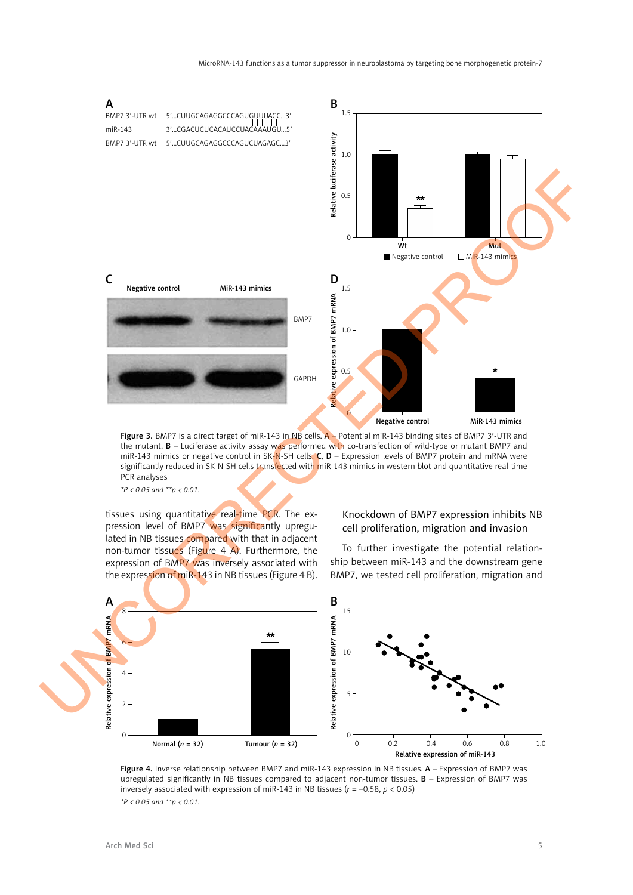Figure 3. BMP7 is a direct target of miR-143 in NB cells. A – Potential miR-143 binding sites of BMP7 3'-UTR and the mutant. B – Luciferase activity assay was performed with co-transfection of wild-type or mutant BMP7 and miR-143 mimics or negative control in SK-N-SH cells. C, D – Expression levels of BMP7 protein and mRNA were significantly reduced in SK-N-SH cells transfected with miR-143 mimics in western blot and quantitative real-time PCR analyses

*\*P < 0.05 and \*\*p < 0.01.*

tissues using quantitative real-time PCR. The expression level of BMP7 was significantly upregulated in NB tissues compared with that in adjacent non-tumor tissues (Figure 4 A). Furthermore, the expression of BMP7 was inversely associated with the expression of miR-143 in NB tissues (Figure 4 B).

## Knockdown of BMP7 expression inhibits NB cell proliferation, migration and invasion

To further investigate the potential relationship between miR-143 and the downstream gene BMP7, we tested cell proliferation, migration and

Figure 4. Inverse relationship between BMP7 and miR-143 expression in NB tissues. A – Expression of BMP7 was upregulated significantly in NB tissues compared to adjacent non-tumor tissues. B – Expression of BMP7 was inversely associated with expression of miR-143 in NB tissues ($r$ = –0.58, $p$ < 0.05)

*\*P < 0.05 and \*\*p < 0.01.*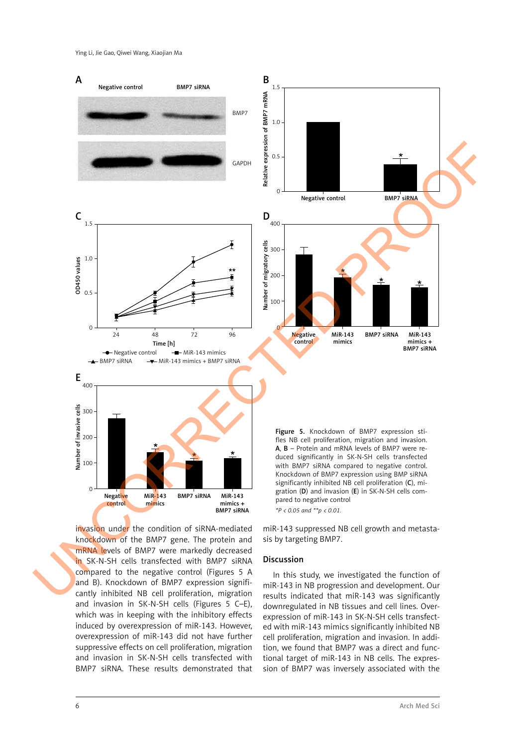Figure 5. Knockdown of BMP7 expression stifles NB cell proliferation, migration and invasion. **A**, **B** – Protein and mRNA levels of BMP7 were reduced significantly in SK-N-SH cells transfected with BMP7 siRNA compared to negative control. Knockdown of BMP7 expression using BMP siRNA significantly inhibited NB cell proliferation (**C**), migration (**D**) and invasion (**E**) in SK-N-SH cells compared to negative control

*\*P < 0.05 and \*\*p < 0.01.*

invasion under the condition of siRNA-mediated knockdown of the BMP7 gene. The protein and mRNA levels of BMP7 were markedly decreased in SK-N-SH cells transfected with BMP7 siRNA compared to the negative control (Figures 5 A and B). Knockdown of BMP7 expression significantly inhibited NB cell proliferation, migration and invasion in SK-N-SH cells (Figures 5 C–E), which was in keeping with the inhibitory effects induced by overexpression of miR-143. However, overexpression of miR-143 did not have further suppressive effects on cell proliferation, migration and invasion in SK-N-SH cells transfected with BMP7 siRNA. These results demonstrated that miR-143 suppressed NB cell growth and metastasis by targeting BMP7.

## Discussion

In this study, we investigated the function of miR-143 in NB progression and development. Our results indicated that miR-143 was significantly downregulated in NB tissues and cell lines. Overexpression of miR-143 in SK-N-SH cells transfected with miR-143 mimics significantly inhibited NB cell proliferation, migration and invasion. In addition, we found that BMP7 was a direct and functional target of miR-143 in NB cells. The expression of BMP7 was inversely associated with the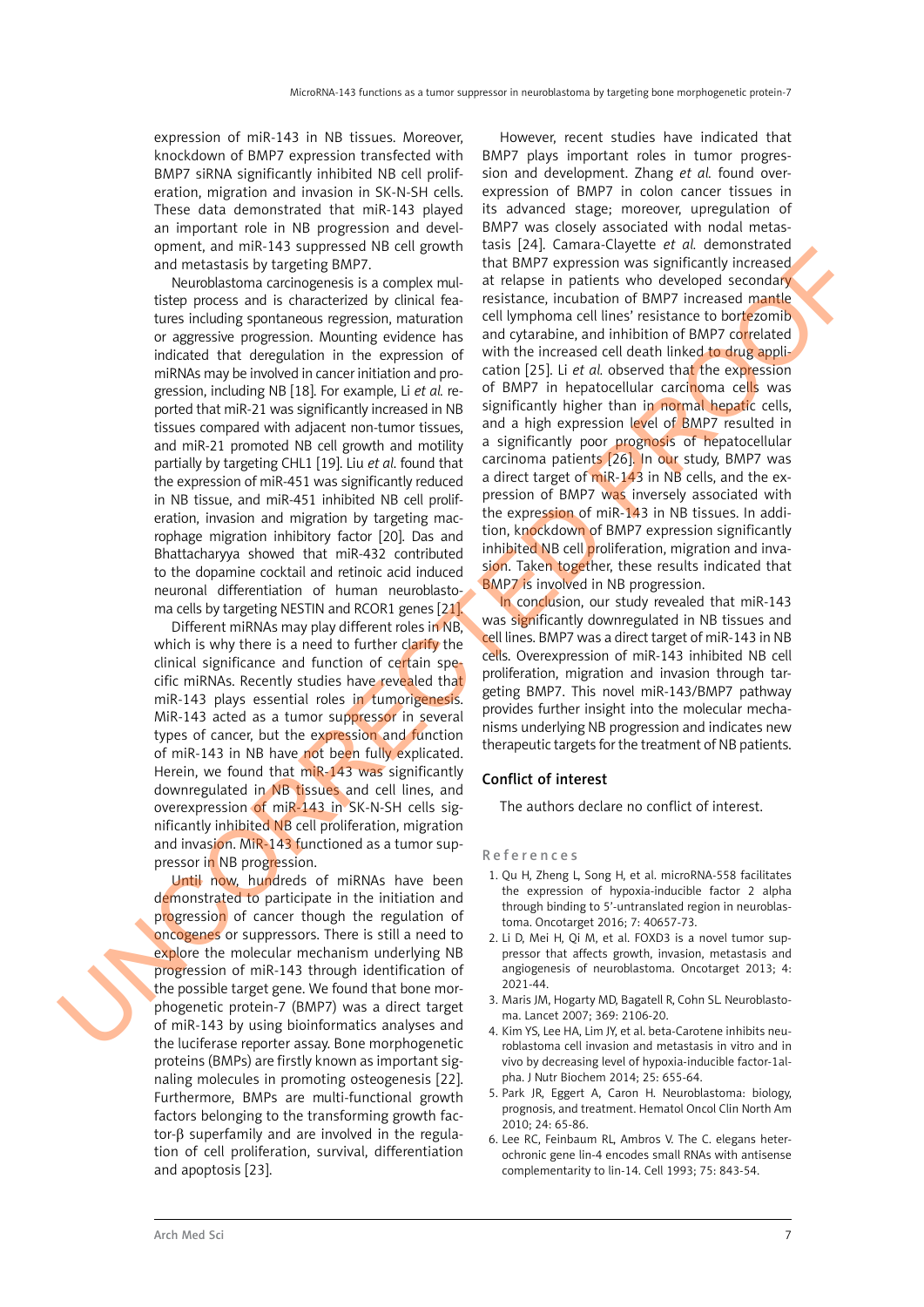expression of miR-143 in NB tissues. Moreover, knockdown of BMP7 expression transfected with BMP7 siRNA significantly inhibited NB cell proliferation, migration and invasion in SK-N-SH cells. These data demonstrated that miR-143 played an important role in NB progression and development, and miR-143 suppressed NB cell growth and metastasis by targeting BMP7.

Neuroblastoma carcinogenesis is a complex multistep process and is characterized by clinical features including spontaneous regression, maturation or aggressive progression. Mounting evidence has indicated that deregulation in the expression of miRNAs may be involved in cancer initiation and progression, including NB [18]. For example, Li *et al.* reported that miR-21 was significantly increased in NB tissues compared with adjacent non-tumor tissues, and miR-21 promoted NB cell growth and motility partially by targeting CHL1 [19]. Liu *et al.* found that the expression of miR-451 was significantly reduced in NB tissue, and miR-451 inhibited NB cell proliferation, invasion and migration by targeting macrophage migration inhibitory factor [20]. Das and Bhattacharyya showed that miR-432 contributed to the dopamine cocktail and retinoic acid induced neuronal differentiation of human neuroblastoma cells by targeting NESTIN and RCOR1 genes [21].

Different miRNAs may play different roles in NB, which is why there is a need to further clarify the clinical significance and function of certain specific miRNAs. Recently studies have revealed that miR-143 plays essential roles in tumorigenesis. MiR-143 acted as a tumor suppressor in several types of cancer, but the expression and function of miR-143 in NB have not been fully explicated. Herein, we found that miR-143 was significantly downregulated in NB tissues and cell lines, and overexpression of miR-143 in SK-N-SH cells significantly inhibited NB cell proliferation, migration and invasion. MiR-143 functioned as a tumor suppressor in NB progression.

Until now, hundreds of miRNAs have been demonstrated to participate in the initiation and progression of cancer though the regulation of oncogenes or suppressors. There is still a need to explore the molecular mechanism underlying NB progression of miR-143 through identification of the possible target gene. We found that bone morphogenetic protein-7 (BMP7) was a direct target of miR-143 by using bioinformatics analyses and the luciferase reporter assay. Bone morphogenetic proteins (BMPs) are firstly known as important signaling molecules in promoting osteogenesis [22]. Furthermore, BMPs are multi-functional growth factors belonging to the transforming growth factor-β superfamily and are involved in the regulation of cell proliferation, survival, differentiation and apoptosis [23].

However, recent studies have indicated that BMP7 plays important roles in tumor progression and development. Zhang *et al.* found overexpression of BMP7 in colon cancer tissues in its advanced stage; moreover, upregulation of BMP7 was closely associated with nodal metastasis [24]. Camara-Clayette *et al.* demonstrated that BMP7 expression was significantly increased at relapse in patients who developed secondary resistance, incubation of BMP7 increased mantle cell lymphoma cell lines' resistance to bortezomib and cytarabine, and inhibition of BMP7 correlated with the increased cell death linked to drug application [25]. Li *et al.* observed that the expression of BMP7 in hepatocellular carcinoma cells was significantly higher than in normal hepatic cells, and a high expression level of BMP7 resulted in a significantly poor prognosis of hepatocellular carcinoma patients [26]. In our study, BMP7 was a direct target of miR-143 in NB cells, and the expression of BMP7 was inversely associated with the expression of miR-143 in NB tissues. In addition, knockdown of BMP7 expression significantly inhibited NB cell proliferation, migration and invasion. Taken together, these results indicated that BMP7 is involved in NB progression.

In conclusion, our study revealed that miR-143 was significantly downregulated in NB tissues and cell lines. BMP7 was a direct target of miR-143 in NB cells. Overexpression of miR-143 inhibited NB cell proliferation, migration and invasion through targeting BMP7. This novel miR-143/BMP7 pathway provides further insight into the molecular mechanisms underlying NB progression and indicates new therapeutic targets for the treatment of NB patients.

## Conflict of interest

The authors declare no conflict of interest.

## References

1. Qu H, Zheng L, Song H, et al. microRNA-558 facilitates the expression of hypoxia-inducible factor 2 alpha through binding to 5'-untranslated region in neuroblastoma. Oncotarget 2016; 7: 40657-73.
2. Li D, Mei H, Qi M, et al. FOXD3 is a novel tumor suppressor that affects growth, invasion, metastasis and angiogenesis of neuroblastoma. Oncotarget 2013; 4: 2021-44.
3. Maris JM, Hogarty MD, Bagatell R, Cohn SL. Neuroblastoma. Lancet 2007; 369: 2106-20.
4. Kim YS, Lee HA, Lim JY, et al. beta-Carotene inhibits neuroblastoma cell invasion and metastasis in vitro and in vivo by decreasing level of hypoxia-inducible factor-1alpha. J Nutr Biochem 2014; 25: 655-64.
5. Park JR, Eggert A, Caron H. Neuroblastoma: biology, prognosis, and treatment. Hematol Oncol Clin North Am 2010; 24: 65-86.
6. Lee RC, Feinbaum RL, Ambros V. The C. elegans heterochronic gene lin-4 encodes small RNAs with antisense complementarity to lin-14. Cell 1993; 75: 843-54.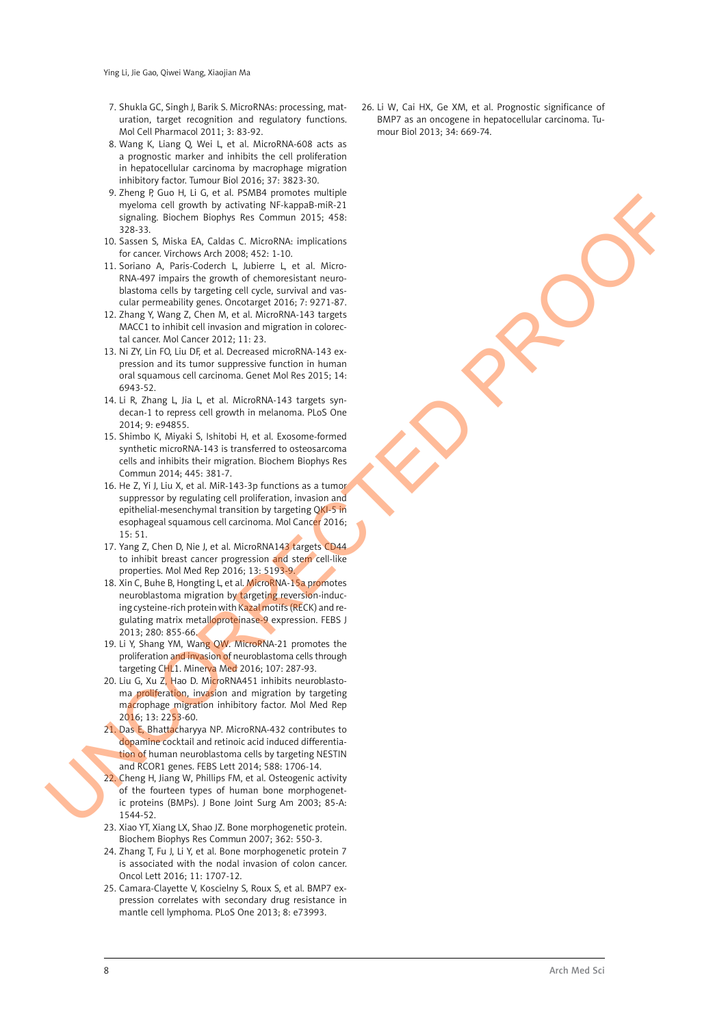7. Shukla GC, Singh J, Barik S. MicroRNAs: processing, maturation, target recognition and regulatory functions. Mol Cell Pharmacol 2011; 3: 83-92.
8. Wang K, Liang Q, Wei L, et al. MicroRNA-608 acts as a prognostic marker and inhibits the cell proliferation in hepatocellular carcinoma by macrophage migration inhibitory factor. Tumour Biol 2016; 37: 3823-30.
9. Zheng P, Guo H, Li G, et al. PSMB4 promotes multiple myeloma cell growth by activating NF-kappaB-miR-21 signaling. Biochem Biophys Res Commun 2015; 458: 328-33.
10. Sassen S, Miska EA, Caldas C. MicroRNA: implications for cancer. Virchows Arch 2008; 452: 1-10.
11. Soriano A, Paris-Coderch L, Jubierre L, et al. MicroRNA-497 impairs the growth of chemoresistant neuroblastoma cells by targeting cell cycle, survival and vascular permeability genes. Oncotarget 2016; 7: 9271-87.
12. Zhang Y, Wang Z, Chen M, et al. MicroRNA-143 targets MACC1 to inhibit cell invasion and migration in colorectal cancer. Mol Cancer 2012; 11: 23.
13. Ni ZY, Lin FO, Liu DF, et al. Decreased microRNA-143 expression and its tumor suppressive function in human oral squamous cell carcinoma. Genet Mol Res 2015; 14: 6943-52.
14. Li R, Zhang L, Jia L, et al. MicroRNA-143 targets syndecan-1 to repress cell growth in melanoma. PLoS One 2014; 9: e94855.
15. Shimbo K, Miyaki S, Ishitobi H, et al. Exosome-formed synthetic microRNA-143 is transferred to osteosarcoma cells and inhibits their migration. Biochem Biophys Res Commun 2014; 445: 381-7.
16. He Z, Yi J, Liu X, et al. MiR-143-3p functions as a tumor suppressor by regulating cell proliferation, invasion and epithelial-mesenchymal transition by targeting QKI-5 in esophageal squamous cell carcinoma. Mol Cancer 2016; 15: 51.
17. Yang Z, Chen D, Nie J, et al. MicroRNA143 targets CD44 to inhibit breast cancer progression and stem cell-like properties. Mol Med Rep 2016; 13: 5193-9.
18. Xin C, Buhe B, Hongting L, et al. MicroRNA-15a promotes neuroblastoma migration by targeting reversion-inducing cysteine-rich protein with Kazal motifs (RECK) and regulating matrix metalloproteinase-9 expression. FEBS J 2013; 280: 855-66.
19. Li Y, Shang YM, Wang QW. MicroRNA-21 promotes the proliferation and invasion of neuroblastoma cells through targeting CHL1. Minerva Med 2016; 107: 287-93.
20. Liu G, Xu Z, Hao D. MicroRNA451 inhibits neuroblastoma proliferation, invasion and migration by targeting macrophage migration inhibitory factor. Mol Med Rep 2016; 13: 2253-60.
21. Das E, Bhattacharyya NP. MicroRNA-432 contributes to dopamine cocktail and retinoic acid induced differentiation of human neuroblastoma cells by targeting NESTIN and RCOR1 genes. FEBS Lett 2014; 588: 1706-14.
22. Cheng H, Jiang W, Phillips FM, et al. Osteogenic activity of the fourteen types of human bone morphogenetic proteins (BMPs). J Bone Joint Surg Am 2003; 85-A: 1544-52.
23. Xiao YT, Xiang LX, Shao JZ. Bone morphogenetic protein. Biochem Biophys Res Commun 2007; 362: 550-3.
24. Zhang T, Fu J, Li Y, et al. Bone morphogenetic protein 7 is associated with the nodal invasion of colon cancer. Oncol Lett 2016; 11: 1707-12.
25. Camara-Clayette V, Koscielny S, Roux S, et al. BMP7 expression correlates with secondary drug resistance in mantle cell lymphoma. PLoS One 2013; 8: e73993.
26. Li W, Cai HX, Ge XM, et al. Prognostic significance of BMP7 as an oncogene in hepatocellular carcinoma. Tumour Biol 2013; 34: 669-74.